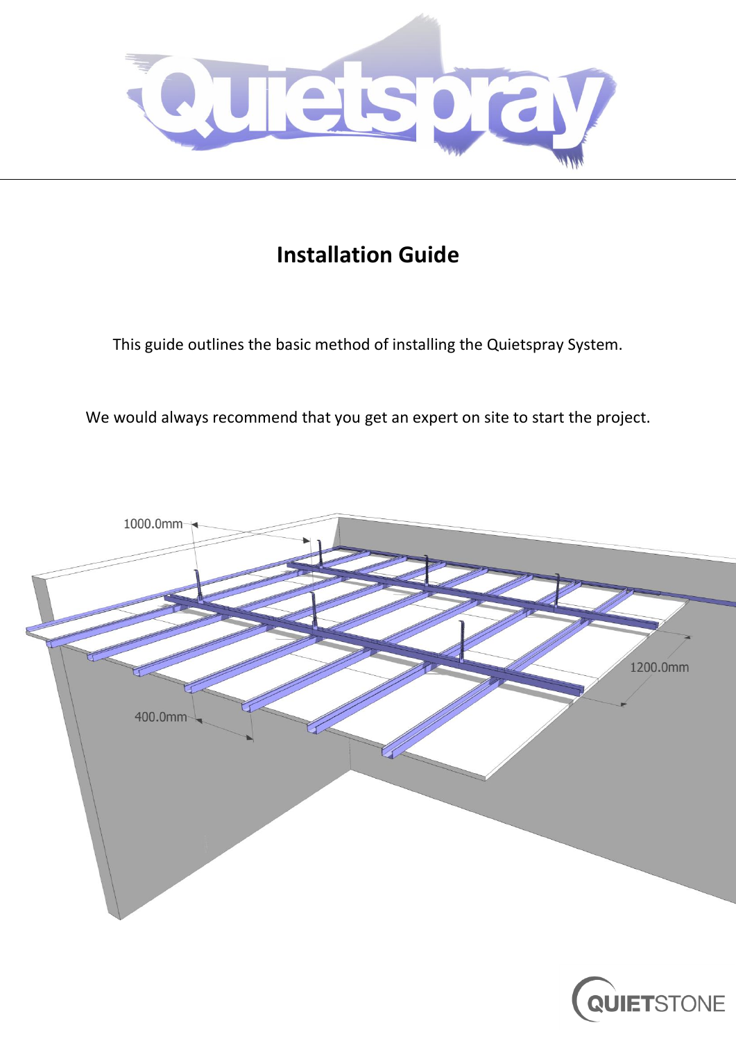# Quietspray

## Installation Guide

This guide outlines the basic method of installing the Quietspray System.

We would always recommend that you get an expert on site to start the project.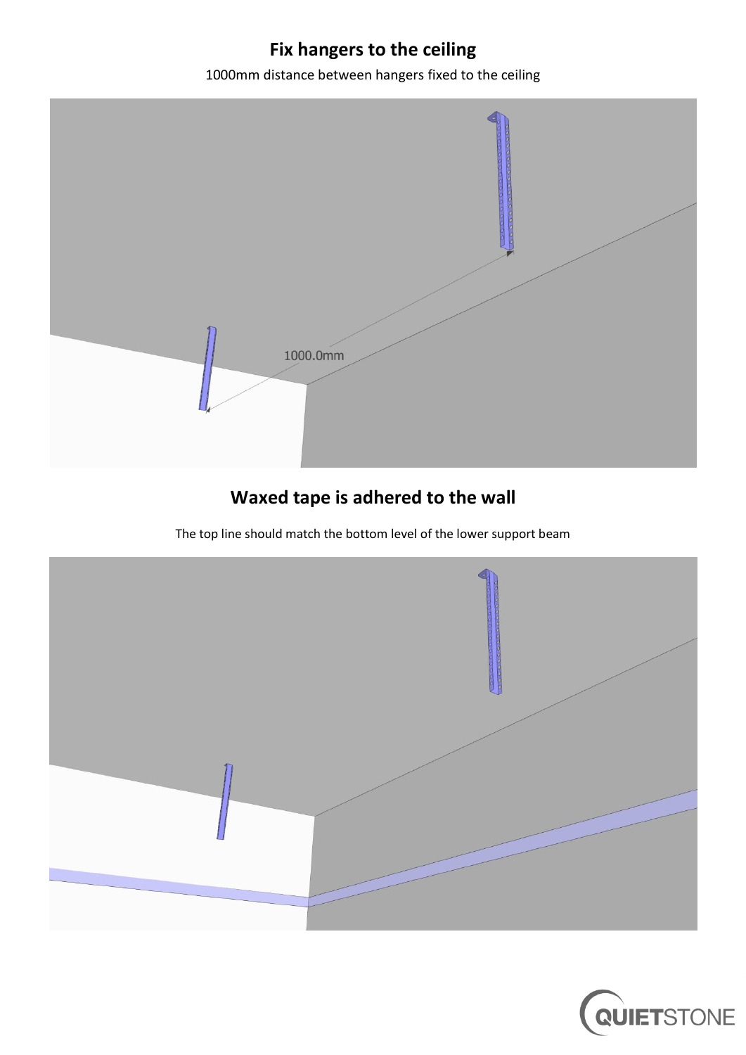## Fix hangers to the ceiling

1000mm distance between hangers fixed to the ceiling

## Waxed tape is adhered to the wall

The top line should match the bottom level of the lower support beam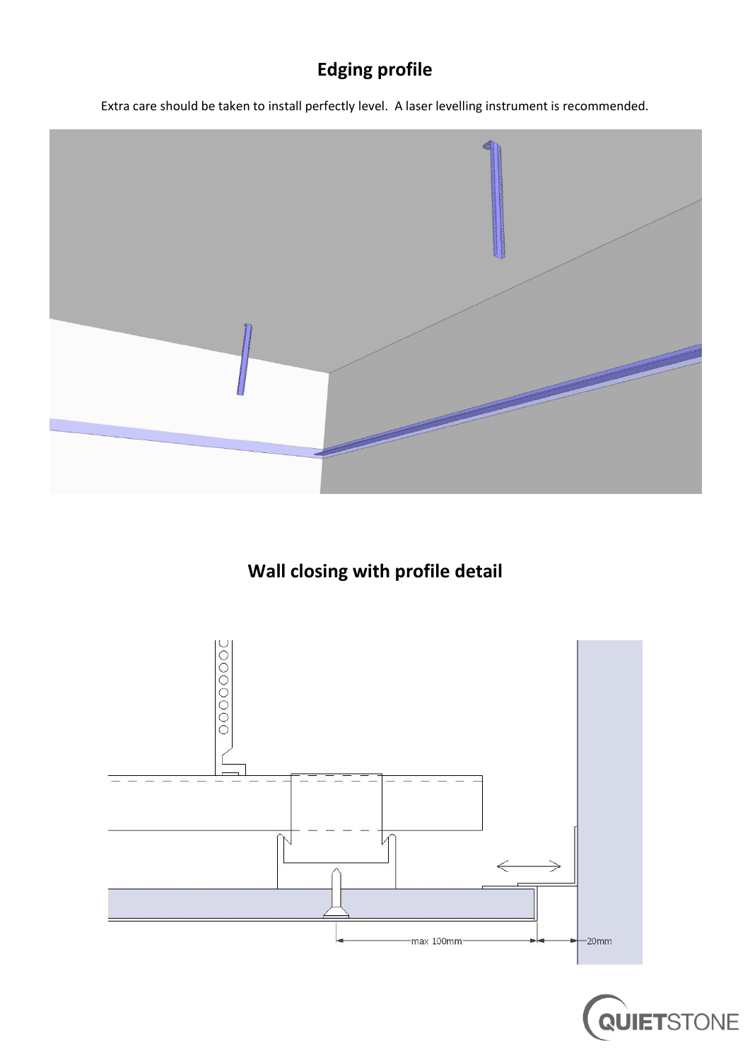## Edging profile

Extra care should be taken to install perfectly level. A laser levelling instrument is recommended.

## Wall closing with profile detail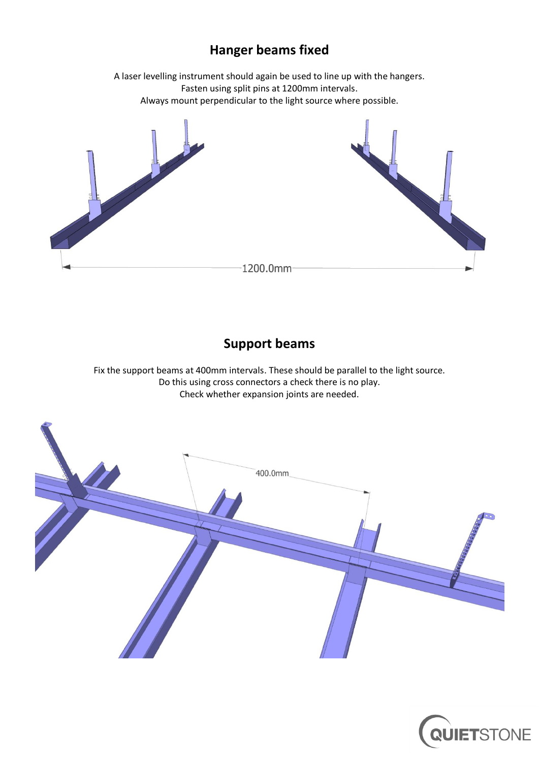## Hanger beams fixed

A laser levelling instrument should again be used to line up with the hangers.
Fasten using split pins at 1200mm intervals.
Always mount perpendicular to the light source where possible.

## Support beams

Fix the support beams at 400mm intervals. These should be parallel to the light source.
Do this using cross connectors a check there is no play.
Check whether expansion joints are needed.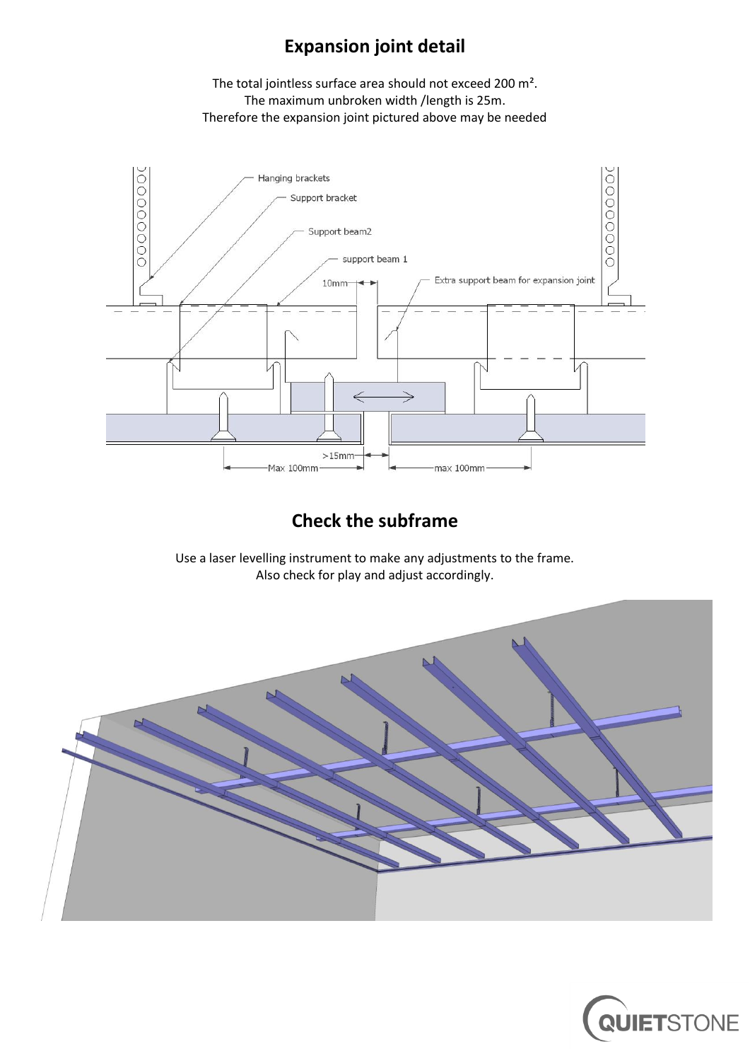# Expansion joint detail

The total jointless surface area should not exceed 200 m².
The maximum unbroken width /length is 25m.
Therefore the expansion joint pictured above may be needed

# Check the subframe

Use a laser levelling instrument to make any adjustments to the frame.
Also check for play and adjust accordingly.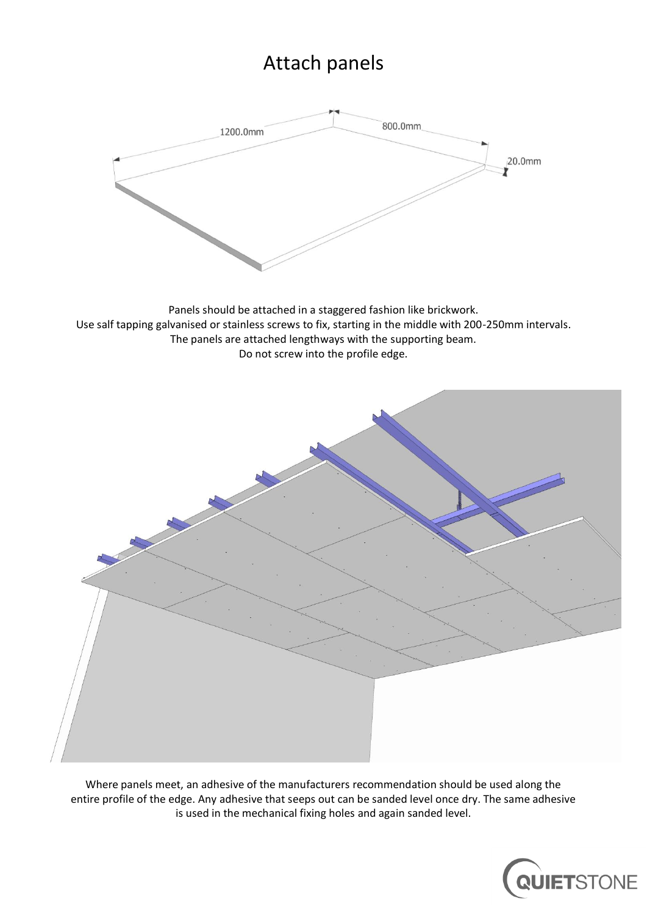# Attach panels

Panels should be attached in a staggered fashion like brickwork.
Use salf tapping galvanised or stainless screws to fix, starting in the middle with 200-250mm intervals.
The panels are attached lengthways with the supporting beam.
Do not screw into the profile edge.

Where panels meet, an adhesive of the manufacturers recommendation should be used along the entire profile of the edge. Any adhesive that seeps out can be sanded level once dry. The same adhesive is used in the mechanical fixing holes and again sanded level.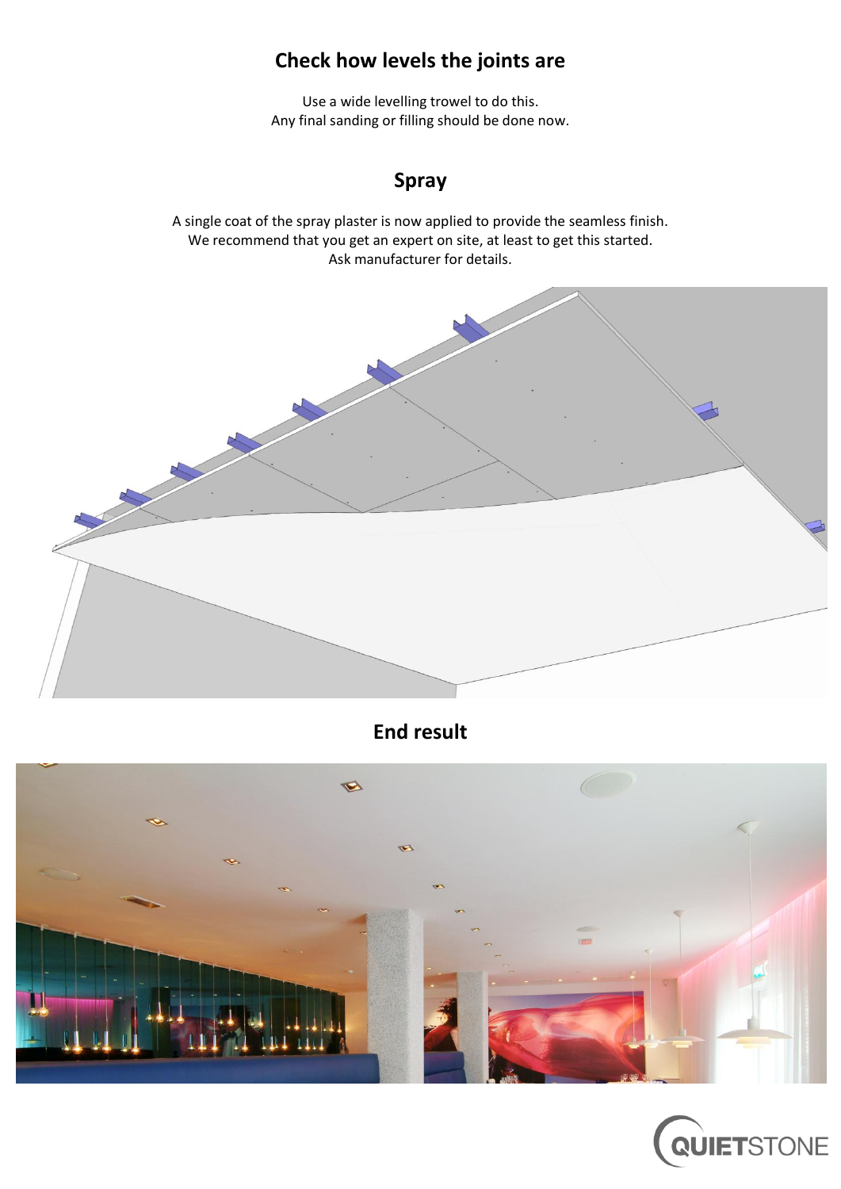## Check how levels the joints are

Use a wide levelling trowel to do this.
Any final sanding or filling should be done now.

## Spray

A single coat of the spray plaster is now applied to provide the seamless finish.
We recommend that you get an expert on site, at least to get this started.
Ask manufacturer for details.

## End result